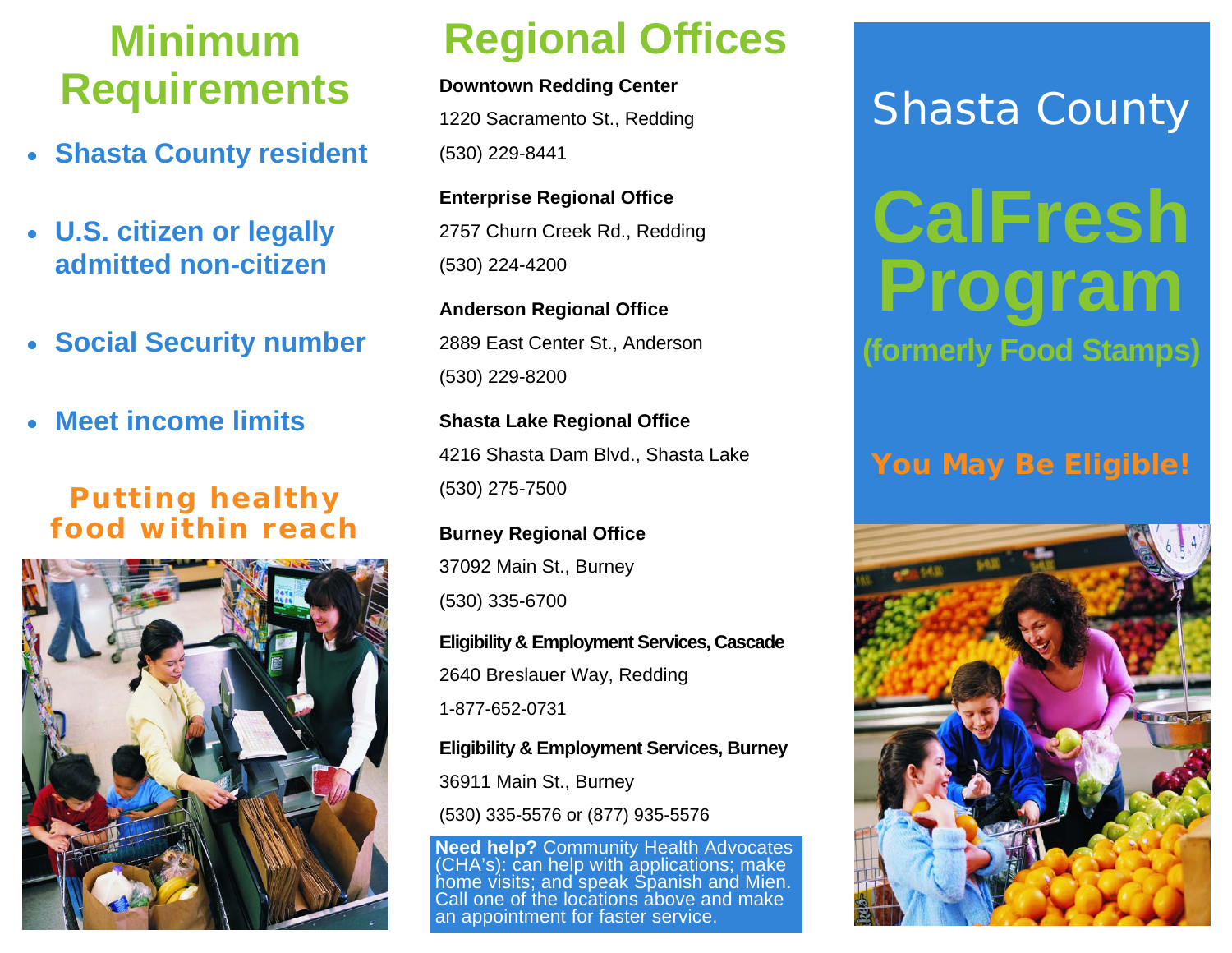# Minimum Requirements

- **Shasta County resident**
- **U.S. citizen or legally admitted non-citizen**
- **Social Security number**
- **Meet income limits**

**Putting healthy food within reach**

# Regional Offices

**Downtown Redding Center**
1220 Sacramento St., Redding
(530) 229-8441

**Enterprise Regional Office**
2757 Churn Creek Rd., Redding
(530) 224-4200

**Anderson Regional Office**
2889 East Center St., Anderson
(530) 229-8200

**Shasta Lake Regional Office**
4216 Shasta Dam Blvd., Shasta Lake
(530) 275-7500

**Burney Regional Office**
37092 Main St., Burney
(530) 335-6700

**Eligibility & Employment Services, Cascade**
2640 Breslauer Way, Redding
1-877-652-0731

**Eligibility & Employment Services, Burney**
36911 Main St., Burney
(530) 335-5576 or (877) 935-5576

**Need help?** Community Health Advocates (CHA's): can help with applications; make home visits; and speak Spanish and Mien. Call one of the locations above and make an appointment for faster service.

# Shasta County

# CalFresh Program

**(formerly Food Stamps)**

**You May Be Eligible!**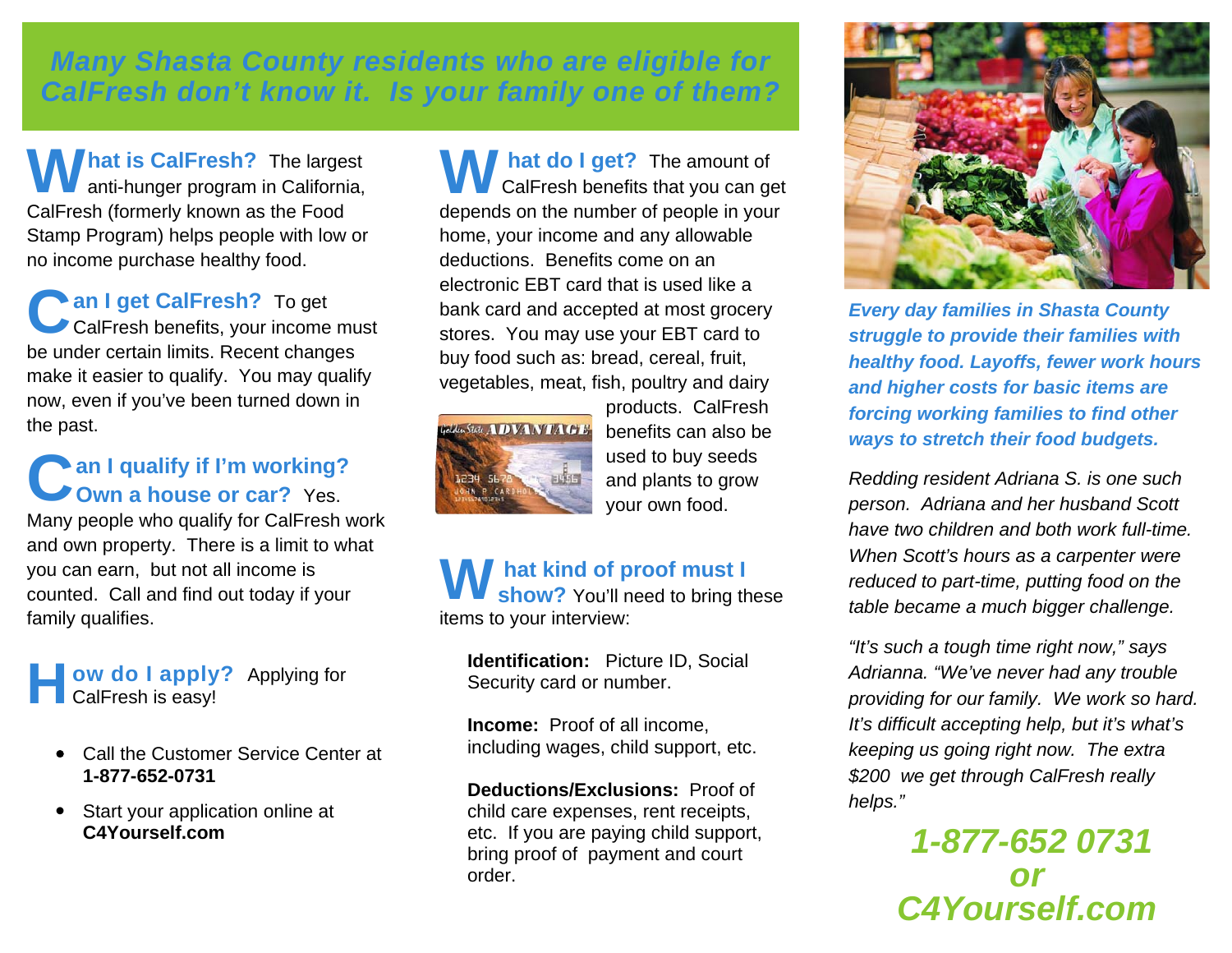## *Many Shasta County residents who are eligible for CalFresh don't know it. Is your family one of them?*

**What is CalFresh?** The largest anti-hunger program in California, CalFresh (formerly known as the Food Stamp Program) helps people with low or no income purchase healthy food.

**Can I get CalFresh?** To get CalFresh benefits, your income must be under certain limits. Recent changes make it easier to qualify. You may qualify now, even if you've been turned down in the past.

**Can I qualify if I'm working? Own a house or car?** Yes. Many people who qualify for CalFresh work and own property. There is a limit to what you can earn, but not all income is counted. Call and find out today if your family qualifies.

**How do I apply?** Applying for CalFresh is easy!

- Call the Customer Service Center at **1-877-652-0731**
- Start your application online at **C4Yourself.com**

**What do I get?** The amount of CalFresh benefits that you can get depends on the number of people in your home, your income and any allowable deductions. Benefits come on an electronic EBT card that is used like a bank card and accepted at most grocery stores. You may use your EBT card to buy food such as: bread, cereal, fruit, vegetables, meat, fish, poultry and dairy products. CalFresh benefits can also be used to buy seeds and plants to grow your own food.

**What kind of proof must I show?** You'll need to bring these items to your interview:

**Identification:** Picture ID, Social Security card or number.

**Income:** Proof of all income, including wages, child support, etc.

**Deductions/Exclusions:** Proof of child care expenses, rent receipts, etc. If you are paying child support, bring proof of payment and court order.

***Every day families in Shasta County struggle to provide their families with healthy food. Layoffs, fewer work hours and higher costs for basic items are forcing working families to find other ways to stretch their food budgets.***

*Redding resident Adriana S. is one such person. Adriana and her husband Scott have two children and both work full-time. When Scott's hours as a carpenter were reduced to part-time, putting food on the table became a much bigger challenge.*

*"It's such a tough time right now," says Adrianna. "We've never had any trouble providing for our family. We work so hard. It's difficult accepting help, but it's what's keeping us going right now. The extra $200 we get through CalFresh really helps."*

## *1-877-652 0731 or C4Yourself.com*